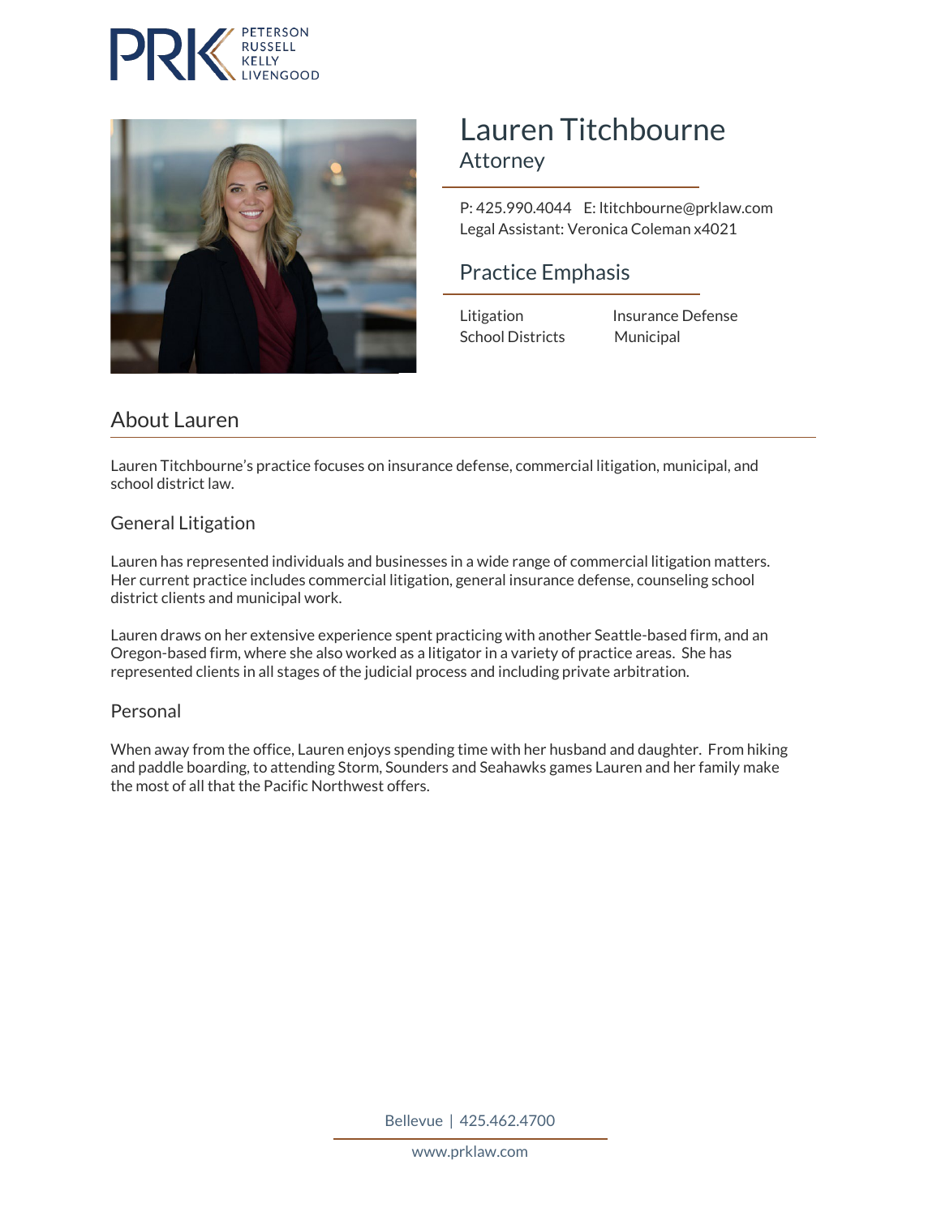PRK PETERSON RUSSELL KELLY LIVENGOOD

# Lauren Titchbourne

Attorney

P: 425.990.4044 E: ltitchbourne@prklaw.com
Legal Assistant: Veronica Coleman x4021

## Practice Emphasis

Litigation
Insurance Defense
School Districts
Municipal

## About Lauren

Lauren Titchbourne's practice focuses on insurance defense, commercial litigation, municipal, and school district law.

### General Litigation

Lauren has represented individuals and businesses in a wide range of commercial litigation matters. Her current practice includes commercial litigation, general insurance defense, counseling school district clients and municipal work.

Lauren draws on her extensive experience spent practicing with another Seattle-based firm, and an Oregon-based firm, where she also worked as a litigator in a variety of practice areas. She has represented clients in all stages of the judicial process and including private arbitration.

### Personal

When away from the office, Lauren enjoys spending time with her husband and daughter. From hiking and paddle boarding, to attending Storm, Sounders and Seahawks games Lauren and her family make the most of all that the Pacific Northwest offers.

Bellevue | 425.462.4700

www.prklaw.com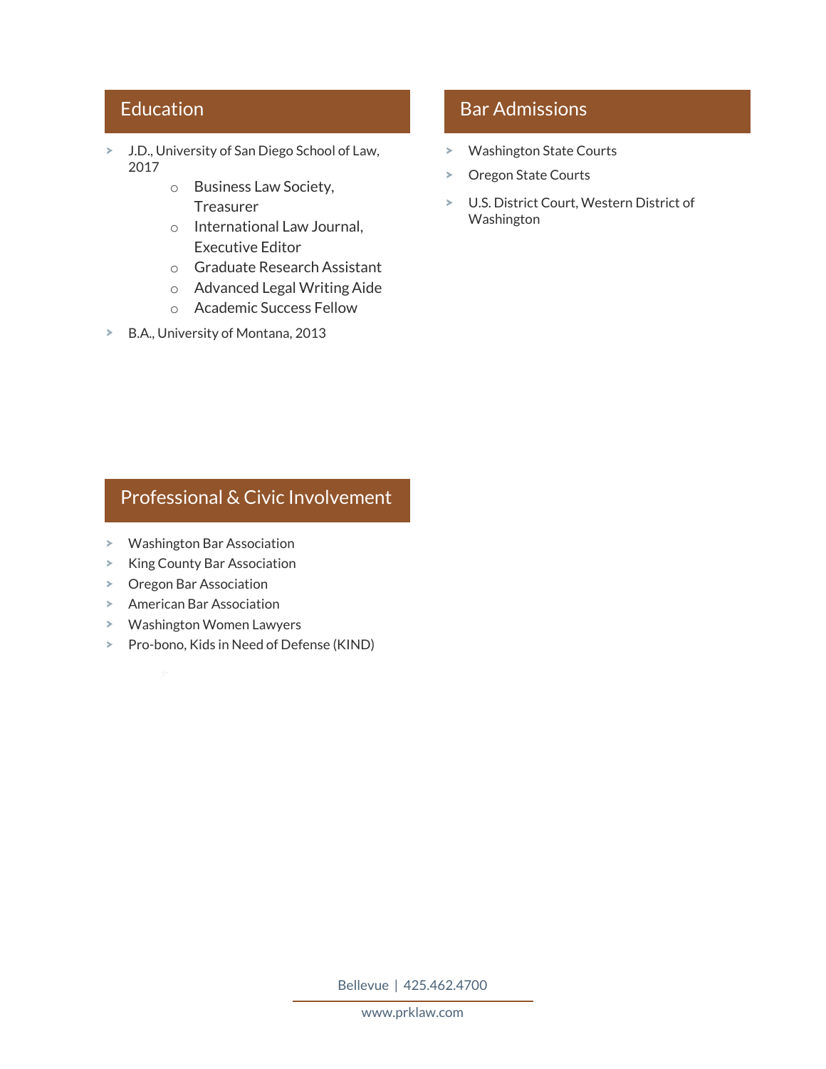## Education

- J.D., University of San Diego School of Law, 2017
  - Business Law Society, Treasurer
  - International Law Journal, Executive Editor
  - Graduate Research Assistant
  - Advanced Legal Writing Aide
  - Academic Success Fellow
- B.A., University of Montana, 2013

## Bar Admissions

- Washington State Courts
- Oregon State Courts
- U.S. District Court, Western District of Washington

## Professional & Civic Involvement

- Washington Bar Association
- King County Bar Association
- Oregon Bar Association
- American Bar Association
- Washington Women Lawyers
- Pro-bono, Kids in Need of Defense (KIND)

Bellevue | 425.462.4700

www.prklaw.com